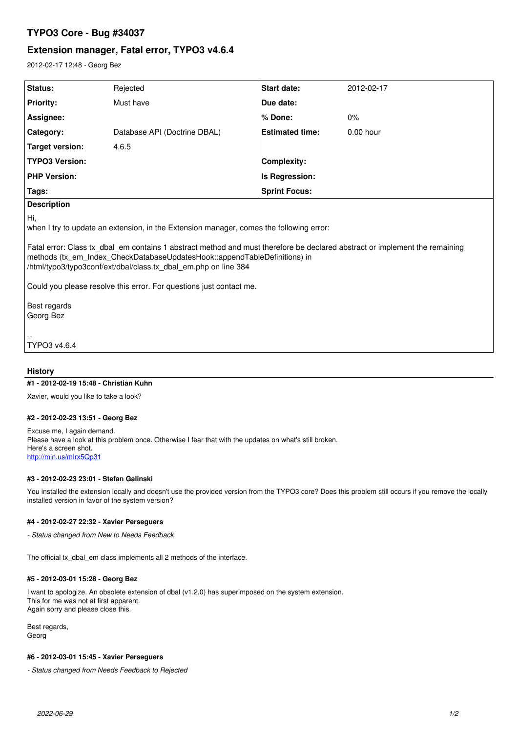# TYPO3 Core - Bug #34037

## Extension manager, Fatal error, TYPO3 v4.6.4

2012-02-17 12:48 - Georg Bez

| Status: | Rejected | Start date: | 2012-02-17 |
|---|---|---|---|
| Priority: | Must have | Due date: | |
| Assignee: | | % Done: | 0% |
| Category: | Database API (Doctrine DBAL) | Estimated time: | 0.00 hour |
| Target version: | 4.6.5 | | |
| TYPO3 Version: | | Complexity: | |
| PHP Version: | | Is Regression: | |
| Tags: | | Sprint Focus: | |

**Description**

Hi,
when I try to update an extension, in the Extension manager, comes the following error:

Fatal error: Class tx_dbal_em contains 1 abstract method and must therefore be declared abstract or implement the remaining methods (tx_em_Index_CheckDatabaseUpdatesHook::appendTableDefinitions) in /html/typo3/typo3conf/ext/dbal/class.tx_dbal_em.php on line 384

Could you please resolve this error. For questions just contact me.

Best regards
Georg Bez

--
TYPO3 v4.6.4

### History

#### #1 - 2012-02-19 15:48 - Christian Kuhn

Xavier, would you like to take a look?

#### #2 - 2012-02-23 13:51 - Georg Bez

Excuse me, I again demand.
Please have a look at this problem once. Otherwise I fear that with the updates on what's still broken.
Here's a screen shot.
http://min.us/mIrx5Qp31

#### #3 - 2012-02-23 23:01 - Stefan Galinski

You installed the extension locally and doesn't use the provided version from the TYPO3 core? Does this problem still occurs if you remove the locally installed version in favor of the system version?

#### #4 - 2012-02-27 22:32 - Xavier Perseguers

*- Status changed from New to Needs Feedback*

The official tx_dbal_em class implements all 2 methods of the interface.

#### #5 - 2012-03-01 15:28 - Georg Bez

I want to apologize. An obsolete extension of dbal (v1.2.0) has superimposed on the system extension.
This for me was not at first apparent.
Again sorry and please close this.

Best regards,
Georg

#### #6 - 2012-03-01 15:45 - Xavier Perseguers

*- Status changed from Needs Feedback to Rejected*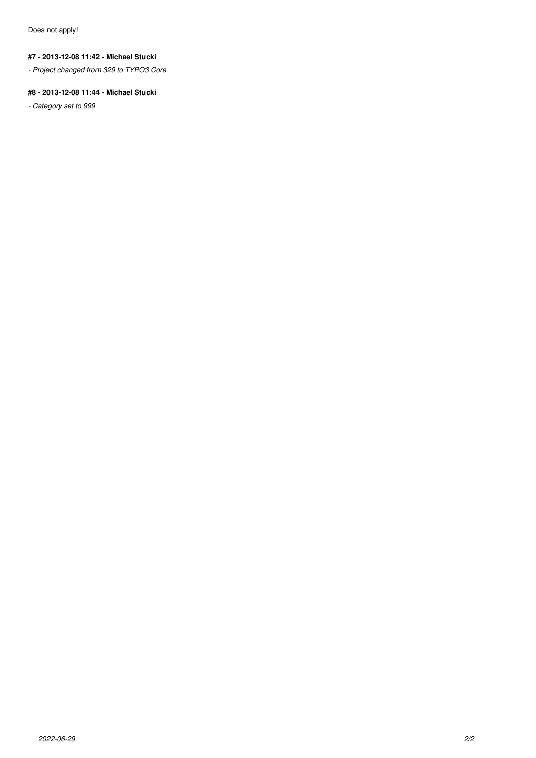Does not apply!

**#7 - 2013-12-08 11:42 - Michael Stucki**

*- Project changed from 329 to TYPO3 Core*

**#8 - 2013-12-08 11:44 - Michael Stucki**

*- Category set to 999*